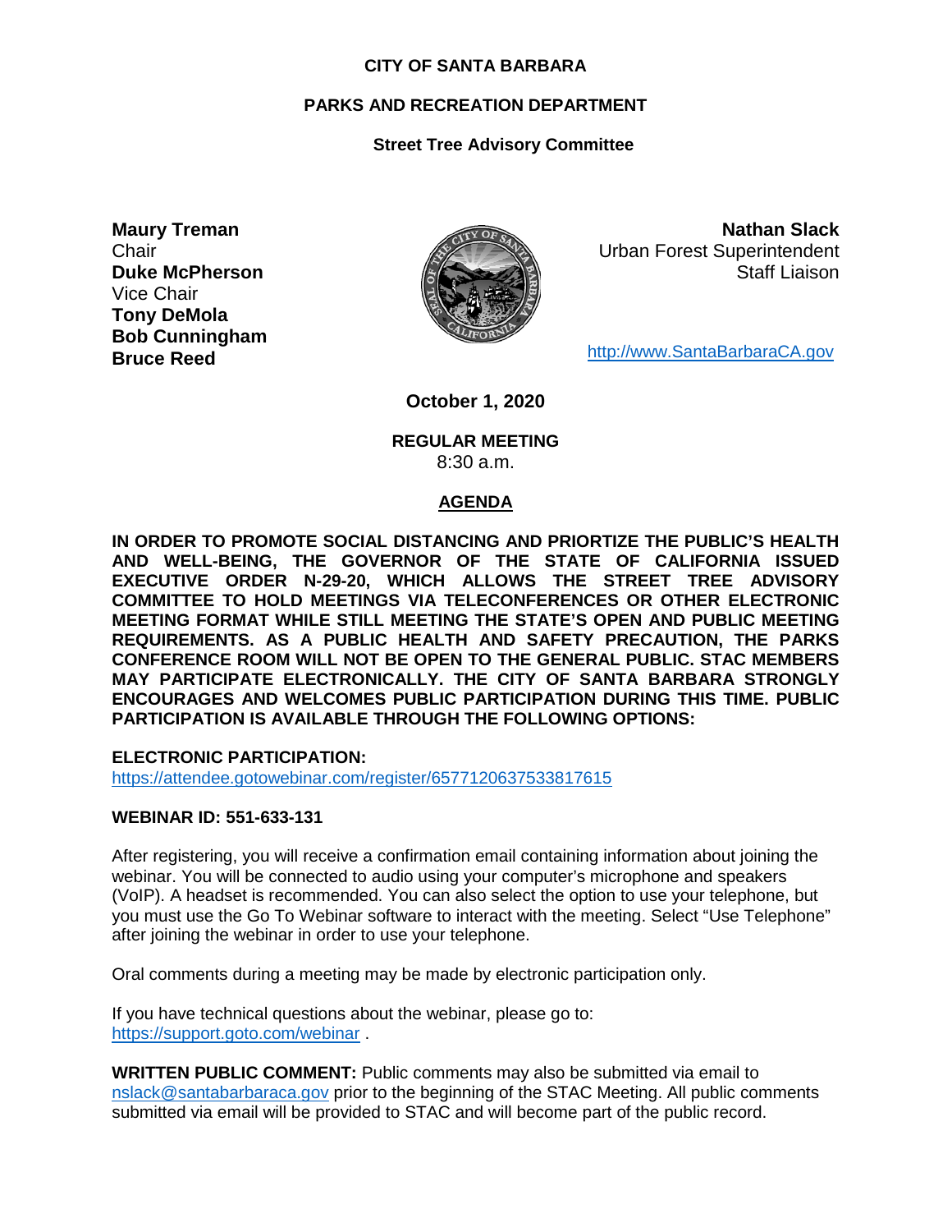# CITY OF SANTA BARBARA

## PARKS AND RECREATION DEPARTMENT

### Street Tree Advisory Committee

**Maury Treman**
Chair
**Duke McPherson**
Vice Chair
**Tony DeMola**
**Bob Cunningham**
**Bruce Reed**

**Nathan Slack**
Urban Forest Superintendent
Staff Liaison

http://www.SantaBarbaraCA.gov

**October 1, 2020**

**REGULAR MEETING**
8:30 a.m.

**AGENDA**

**IN ORDER TO PROMOTE SOCIAL DISTANCING AND PRIORTIZE THE PUBLIC'S HEALTH AND WELL-BEING, THE GOVERNOR OF THE STATE OF CALIFORNIA ISSUED EXECUTIVE ORDER N-29-20, WHICH ALLOWS THE STREET TREE ADVISORY COMMITTEE TO HOLD MEETINGS VIA TELECONFERENCES OR OTHER ELECTRONIC MEETING FORMAT WHILE STILL MEETING THE STATE'S OPEN AND PUBLIC MEETING REQUIREMENTS. AS A PUBLIC HEALTH AND SAFETY PRECAUTION, THE PARKS CONFERENCE ROOM WILL NOT BE OPEN TO THE GENERAL PUBLIC. STAC MEMBERS MAY PARTICIPATE ELECTRONICALLY. THE CITY OF SANTA BARBARA STRONGLY ENCOURAGES AND WELCOMES PUBLIC PARTICIPATION DURING THIS TIME. PUBLIC PARTICIPATION IS AVAILABLE THROUGH THE FOLLOWING OPTIONS:**

**ELECTRONIC PARTICIPATION:**
https://attendee.gotowebinar.com/register/6577120637533817615

**WEBINAR ID: 551-633-131**

After registering, you will receive a confirmation email containing information about joining the webinar. You will be connected to audio using your computer's microphone and speakers (VoIP). A headset is recommended. You can also select the option to use your telephone, but you must use the Go To Webinar software to interact with the meeting. Select "Use Telephone" after joining the webinar in order to use your telephone.

Oral comments during a meeting may be made by electronic participation only.

If you have technical questions about the webinar, please go to:
https://support.goto.com/webinar .

**WRITTEN PUBLIC COMMENT:** Public comments may also be submitted via email to nslack@santabarbaraca.gov prior to the beginning of the STAC Meeting. All public comments submitted via email will be provided to STAC and will become part of the public record.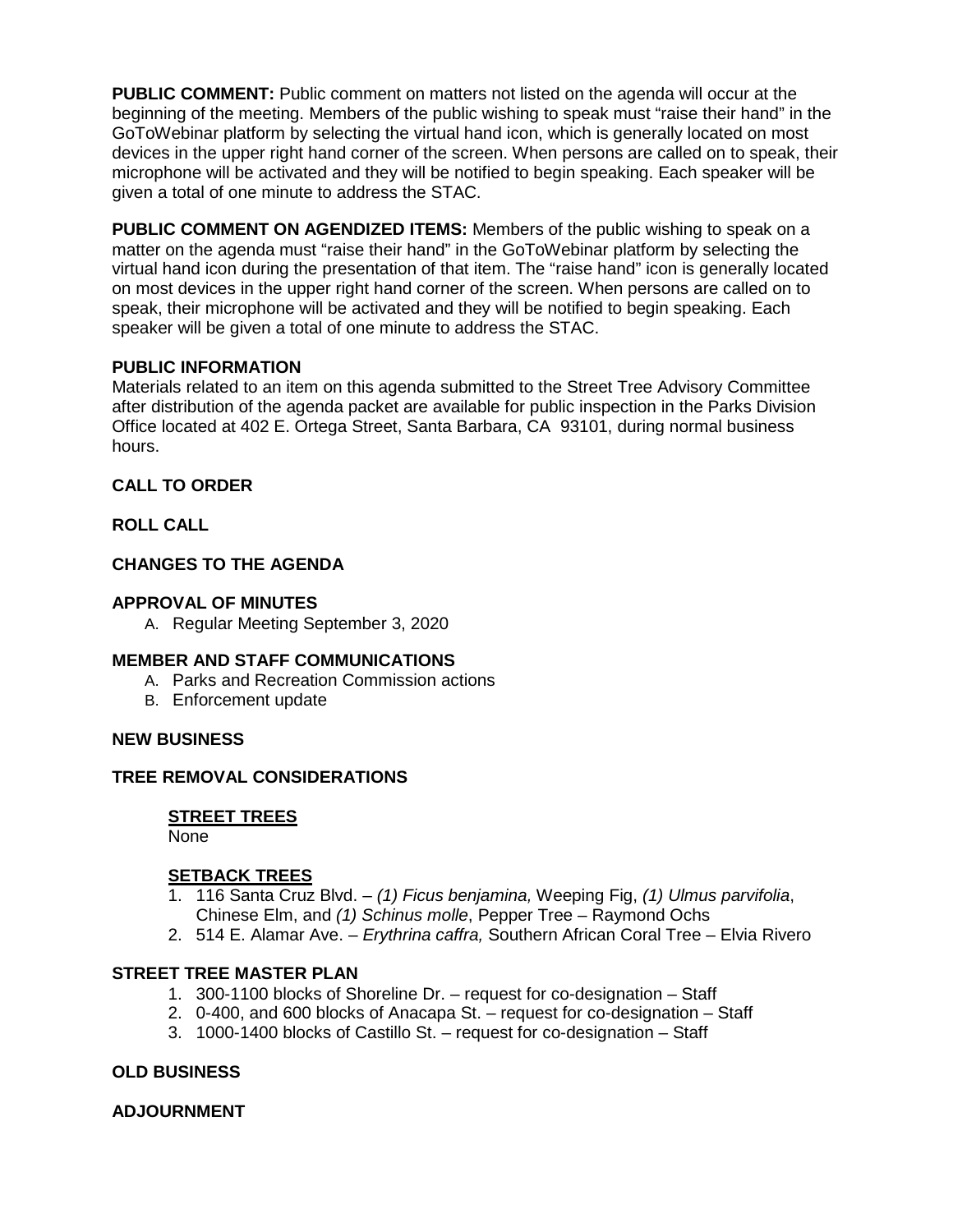**PUBLIC COMMENT:** Public comment on matters not listed on the agenda will occur at the beginning of the meeting. Members of the public wishing to speak must "raise their hand" in the GoToWebinar platform by selecting the virtual hand icon, which is generally located on most devices in the upper right hand corner of the screen. When persons are called on to speak, their microphone will be activated and they will be notified to begin speaking. Each speaker will be given a total of one minute to address the STAC.

**PUBLIC COMMENT ON AGENDIZED ITEMS:** Members of the public wishing to speak on a matter on the agenda must "raise their hand" in the GoToWebinar platform by selecting the virtual hand icon during the presentation of that item. The "raise hand" icon is generally located on most devices in the upper right hand corner of the screen. When persons are called on to speak, their microphone will be activated and they will be notified to begin speaking. Each speaker will be given a total of one minute to address the STAC.

**PUBLIC INFORMATION**

Materials related to an item on this agenda submitted to the Street Tree Advisory Committee after distribution of the agenda packet are available for public inspection in the Parks Division Office located at 402 E. Ortega Street, Santa Barbara, CA 93101, during normal business hours.

**CALL TO ORDER**

**ROLL CALL**

**CHANGES TO THE AGENDA**

**APPROVAL OF MINUTES**

A. Regular Meeting September 3, 2020

**MEMBER AND STAFF COMMUNICATIONS**

A. Parks and Recreation Commission actions
B. Enforcement update

**NEW BUSINESS**

**TREE REMOVAL CONSIDERATIONS**

**STREET TREES**

None

**SETBACK TREES**

1. 116 Santa Cruz Blvd. – *(1) Ficus benjamina,* Weeping Fig, *(1) Ulmus parvifolia*, Chinese Elm, and *(1) Schinus molle*, Pepper Tree – Raymond Ochs
2. 514 E. Alamar Ave. – *Erythrina caffra,* Southern African Coral Tree – Elvia Rivero

**STREET TREE MASTER PLAN**

1. 300-1100 blocks of Shoreline Dr. – request for co-designation – Staff
2. 0-400, and 600 blocks of Anacapa St. – request for co-designation – Staff
3. 1000-1400 blocks of Castillo St. – request for co-designation – Staff

**OLD BUSINESS**

**ADJOURNMENT**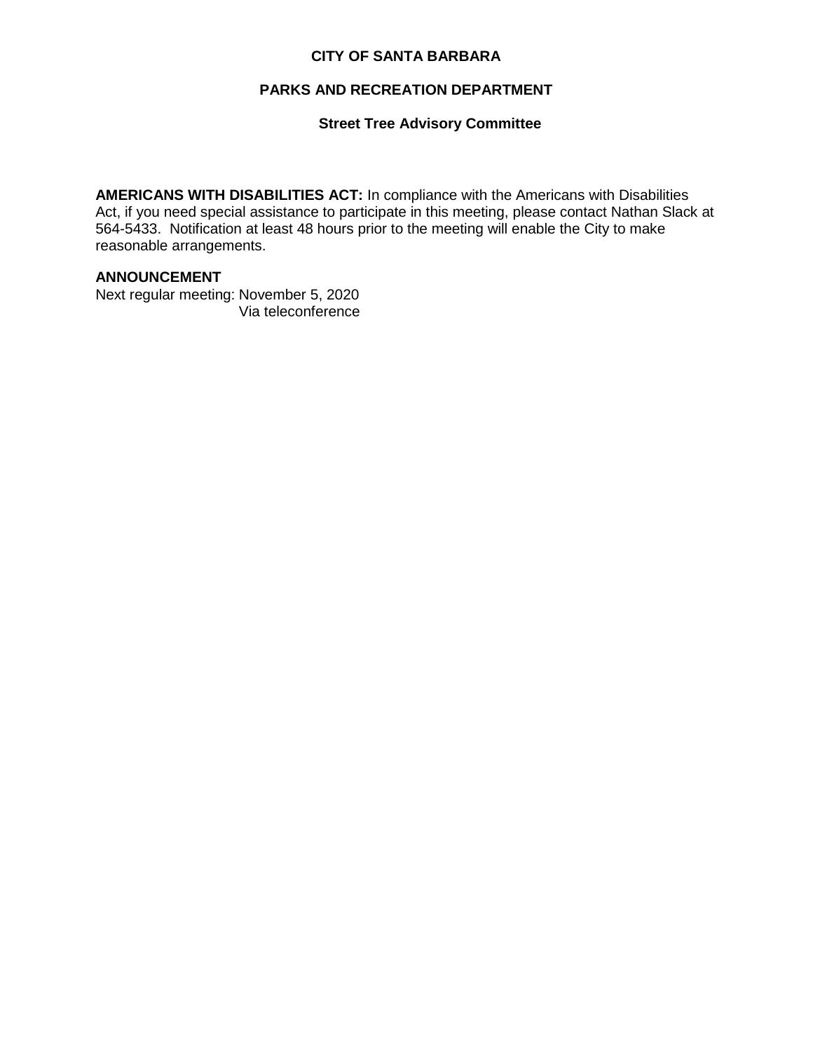**CITY OF SANTA BARBARA**

**PARKS AND RECREATION DEPARTMENT**

**Street Tree Advisory Committee**

**AMERICANS WITH DISABILITIES ACT:** In compliance with the Americans with Disabilities Act, if you need special assistance to participate in this meeting, please contact Nathan Slack at 564-5433. Notification at least 48 hours prior to the meeting will enable the City to make reasonable arrangements.

**ANNOUNCEMENT**

Next regular meeting: November 5, 2020
Via teleconference